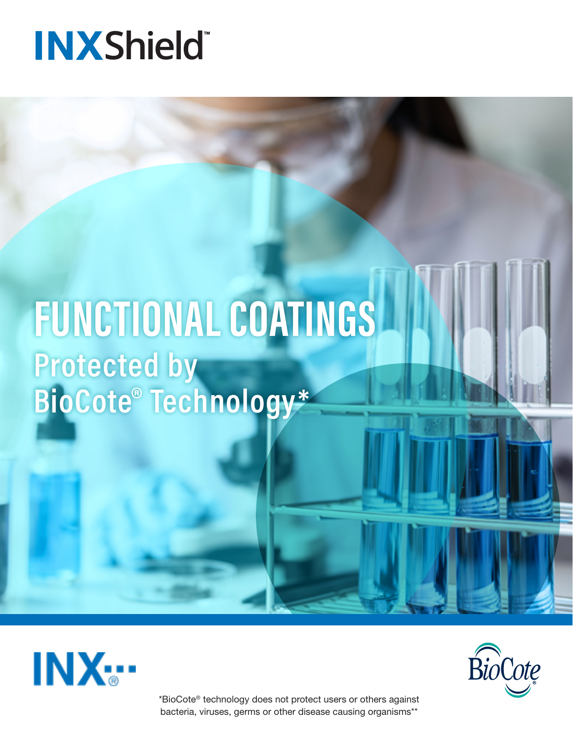# INXShield™

## FUNCTIONAL COATINGS

### Protected by BioCote® Technology*

INX®

BioCote®

*BioCote® technology does not protect users or others against bacteria, viruses, germs or other disease causing organisms**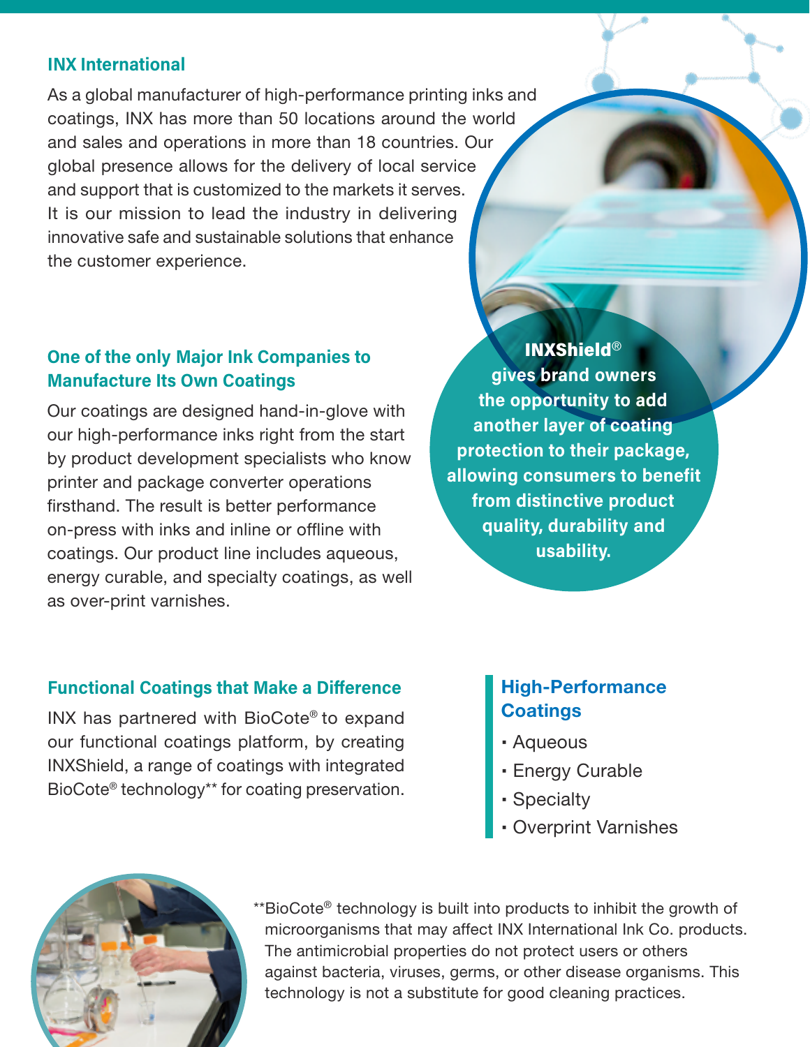## INX International

As a global manufacturer of high-performance printing inks and coatings, INX has more than 50 locations around the world and sales and operations in more than 18 countries. Our global presence allows for the delivery of local service and support that is customized to the markets it serves. It is our mission to lead the industry in delivering innovative safe and sustainable solutions that enhance the customer experience.

## One of the only Major Ink Companies to Manufacture Its Own Coatings

Our coatings are designed hand-in-glove with our high-performance inks right from the start by product development specialists who know printer and package converter operations firsthand. The result is better performance on-press with inks and inline or offline with coatings. Our product line includes aqueous, energy curable, and specialty coatings, as well as over-print varnishes.

**INXShield® gives brand owners the opportunity to add another layer of coating protection to their package, allowing consumers to benefit from distinctive product quality, durability and usability.**

## Functional Coatings that Make a Difference

INX has partnered with BioCote® to expand our functional coatings platform, by creating INXShield, a range of coatings with integrated BioCote® technology** for coating preservation.

## High-Performance Coatings

- Aqueous
- Energy Curable
- Specialty
- Overprint Varnishes

**BioCote® technology is built into products to inhibit the growth of microorganisms that may affect INX International Ink Co. products. The antimicrobial properties do not protect users or others against bacteria, viruses, germs, or other disease organisms. This technology is not a substitute for good cleaning practices.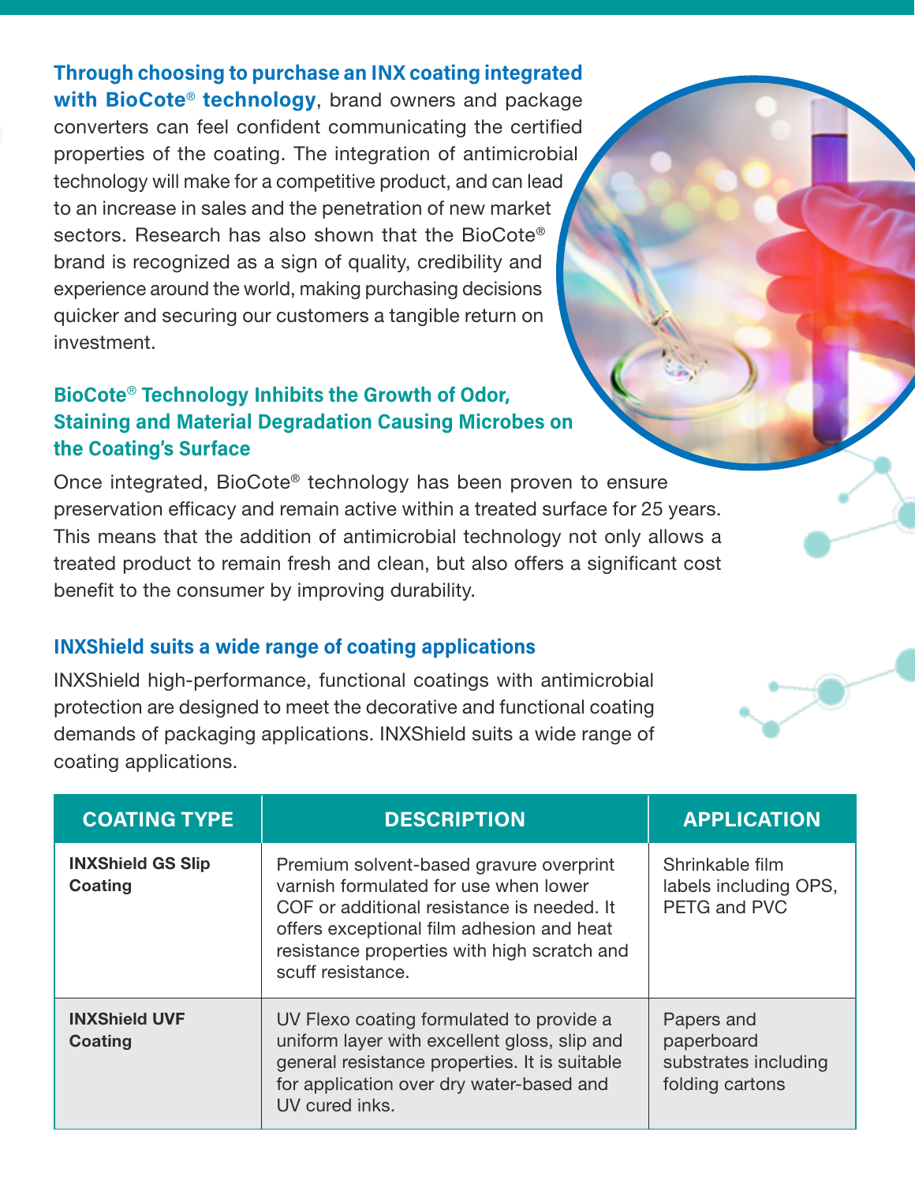**Through choosing to purchase an INX coating integrated with BioCote® technology**, brand owners and package converters can feel confident communicating the certified properties of the coating. The integration of antimicrobial technology will make for a competitive product, and can lead to an increase in sales and the penetration of new market sectors. Research has also shown that the BioCote® brand is recognized as a sign of quality, credibility and experience around the world, making purchasing decisions quicker and securing our customers a tangible return on investment.

## BioCote® Technology Inhibits the Growth of Odor, Staining and Material Degradation Causing Microbes on the Coating's Surface

Once integrated, BioCote® technology has been proven to ensure preservation efficacy and remain active within a treated surface for 25 years. This means that the addition of antimicrobial technology not only allows a treated product to remain fresh and clean, but also offers a significant cost benefit to the consumer by improving durability.

## INXShield suits a wide range of coating applications

INXShield high-performance, functional coatings with antimicrobial protection are designed to meet the decorative and functional coating demands of packaging applications. INXShield suits a wide range of coating applications.

| COATING TYPE | DESCRIPTION | APPLICATION |
|---|---|---|
| **INXShield GS Slip Coating** | Premium solvent-based gravure overprint varnish formulated for use when lower COF or additional resistance is needed. It offers exceptional film adhesion and heat resistance properties with high scratch and scuff resistance. | Shrinkable film labels including OPS, PETG and PVC |
| **INXShield UVF Coating** | UV Flexo coating formulated to provide a uniform layer with excellent gloss, slip and general resistance properties. It is suitable for application over dry water-based and UV cured inks. | Papers and paperboard substrates including folding cartons |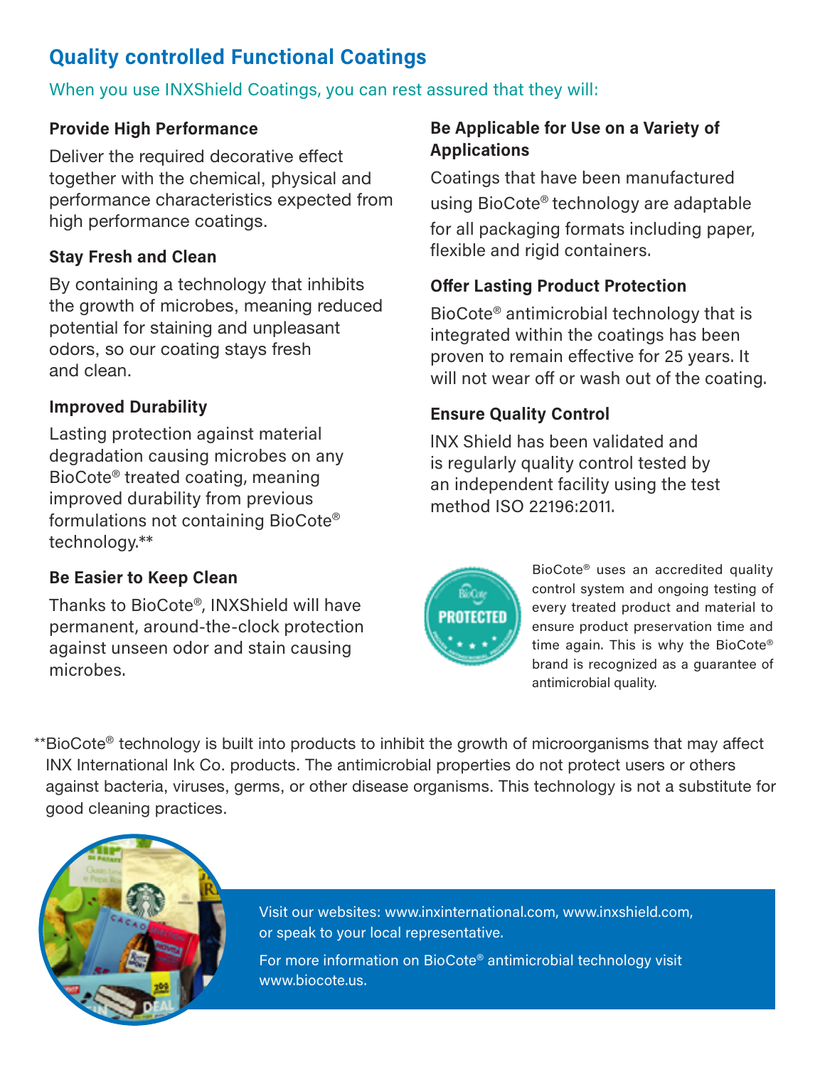## Quality controlled Functional Coatings

When you use INXShield Coatings, you can rest assured that they will:

### Provide High Performance

Deliver the required decorative effect together with the chemical, physical and performance characteristics expected from high performance coatings.

### Stay Fresh and Clean

By containing a technology that inhibits the growth of microbes, meaning reduced potential for staining and unpleasant odors, so our coating stays fresh and clean.

### Improved Durability

Lasting protection against material degradation causing microbes on any BioCote® treated coating, meaning improved durability from previous formulations not containing BioCote® technology.**

### Be Easier to Keep Clean

Thanks to BioCote®, INXShield will have permanent, around-the-clock protection against unseen odor and stain causing microbes.

### Be Applicable for Use on a Variety of Applications

Coatings that have been manufactured using BioCote® technology are adaptable for all packaging formats including paper, flexible and rigid containers.

### Offer Lasting Product Protection

BioCote® antimicrobial technology that is integrated within the coatings has been proven to remain effective for 25 years. It will not wear off or wash out of the coating.

### Ensure Quality Control

INX Shield has been validated and is regularly quality control tested by an independent facility using the test method ISO 22196:2011.

BioCote® uses an accredited quality control system and ongoing testing of every treated product and material to ensure product preservation time and time again. This is why the BioCote® brand is recognized as a guarantee of antimicrobial quality.

**BioCote® technology is built into products to inhibit the growth of microorganisms that may affect INX International Ink Co. products. The antimicrobial properties do not protect users or others against bacteria, viruses, germs, or other disease organisms. This technology is not a substitute for good cleaning practices.

Visit our websites: www.inxinternational.com, www.inxshield.com, or speak to your local representative.

For more information on BioCote® antimicrobial technology visit www.biocote.us.